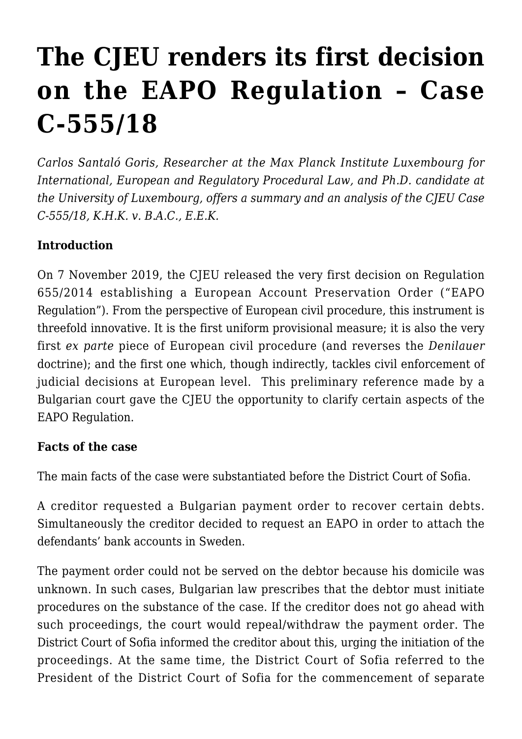# The CJEU renders its first decision on the EAPO Regulation – Case C-555/18

*Carlos Santaló Goris, Researcher at the Max Planck Institute Luxembourg for International, European and Regulatory Procedural Law, and Ph.D. candidate at the University of Luxembourg, offers a summary and an analysis of the CJEU Case C-555/18, K.H.K. v. B.A.C., E.E.K.*

**Introduction**

On 7 November 2019, the CJEU released the very first decision on Regulation 655/2014 establishing a European Account Preservation Order ("EAPO Regulation"). From the perspective of European civil procedure, this instrument is threefold innovative. It is the first uniform provisional measure; it is also the very first *ex parte* piece of European civil procedure (and reverses the *Denilauer* doctrine); and the first one which, though indirectly, tackles civil enforcement of judicial decisions at European level. This preliminary reference made by a Bulgarian court gave the CJEU the opportunity to clarify certain aspects of the EAPO Regulation.

**Facts of the case**

The main facts of the case were substantiated before the District Court of Sofia.

A creditor requested a Bulgarian payment order to recover certain debts. Simultaneously the creditor decided to request an EAPO in order to attach the defendants' bank accounts in Sweden.

The payment order could not be served on the debtor because his domicile was unknown. In such cases, Bulgarian law prescribes that the debtor must initiate procedures on the substance of the case. If the creditor does not go ahead with such proceedings, the court would repeal/withdraw the payment order. The District Court of Sofia informed the creditor about this, urging the initiation of the proceedings. At the same time, the District Court of Sofia referred to the President of the District Court of Sofia for the commencement of separate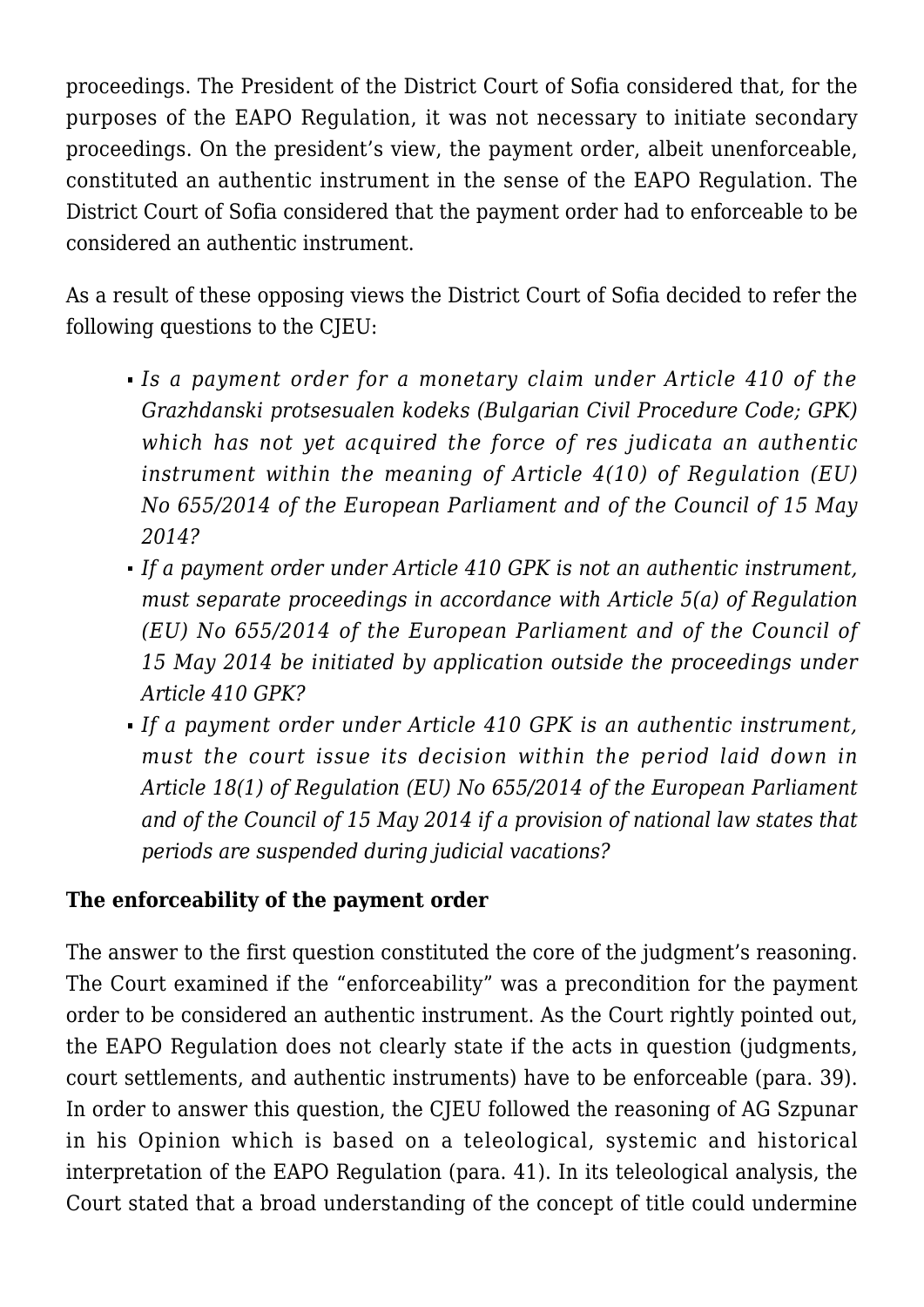proceedings. The President of the District Court of Sofia considered that, for the purposes of the EAPO Regulation, it was not necessary to initiate secondary proceedings. On the president's view, the payment order, albeit unenforceable, constituted an authentic instrument in the sense of the EAPO Regulation. The District Court of Sofia considered that the payment order had to enforceable to be considered an authentic instrument.

As a result of these opposing views the District Court of Sofia decided to refer the following questions to the CJEU:

- *Is a payment order for a monetary claim under Article 410 of the Grazhdanski protsesualen kodeks (Bulgarian Civil Procedure Code; GPK) which has not yet acquired the force of res judicata an authentic instrument within the meaning of Article 4(10) of Regulation (EU) No 655/2014 of the European Parliament and of the Council of 15 May 2014?*
- *If a payment order under Article 410 GPK is not an authentic instrument, must separate proceedings in accordance with Article 5(a) of Regulation (EU) No 655/2014 of the European Parliament and of the Council of 15 May 2014 be initiated by application outside the proceedings under Article 410 GPK?*
- *If a payment order under Article 410 GPK is an authentic instrument, must the court issue its decision within the period laid down in Article 18(1) of Regulation (EU) No 655/2014 of the European Parliament and of the Council of 15 May 2014 if a provision of national law states that periods are suspended during judicial vacations?*

**The enforceability of the payment order**

The answer to the first question constituted the core of the judgment's reasoning. The Court examined if the "enforceability" was a precondition for the payment order to be considered an authentic instrument. As the Court rightly pointed out, the EAPO Regulation does not clearly state if the acts in question (judgments, court settlements, and authentic instruments) have to be enforceable (para. 39). In order to answer this question, the CJEU followed the reasoning of AG Szpunar in his Opinion which is based on a teleological, systemic and historical interpretation of the EAPO Regulation (para. 41). In its teleological analysis, the Court stated that a broad understanding of the concept of title could undermine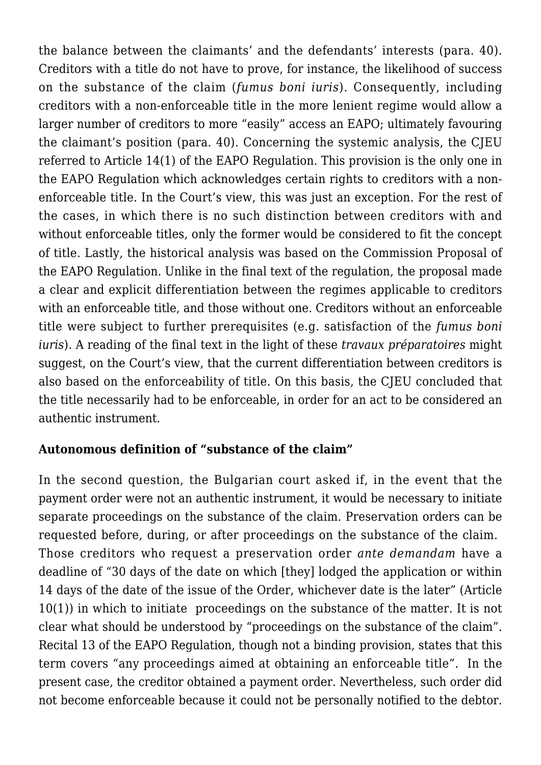the balance between the claimants' and the defendants' interests (para. 40). Creditors with a title do not have to prove, for instance, the likelihood of success on the substance of the claim (*fumus boni iuris*). Consequently, including creditors with a non-enforceable title in the more lenient regime would allow a larger number of creditors to more "easily" access an EAPO; ultimately favouring the claimant's position (para. 40). Concerning the systemic analysis, the CJEU referred to Article 14(1) of the EAPO Regulation. This provision is the only one in the EAPO Regulation which acknowledges certain rights to creditors with a non-enforceable title. In the Court's view, this was just an exception. For the rest of the cases, in which there is no such distinction between creditors with and without enforceable titles, only the former would be considered to fit the concept of title. Lastly, the historical analysis was based on the Commission Proposal of the EAPO Regulation. Unlike in the final text of the regulation, the proposal made a clear and explicit differentiation between the regimes applicable to creditors with an enforceable title, and those without one. Creditors without an enforceable title were subject to further prerequisites (e.g. satisfaction of the *fumus boni iuris*). A reading of the final text in the light of these *travaux préparatoires* might suggest, on the Court's view, that the current differentiation between creditors is also based on the enforceability of title. On this basis, the CJEU concluded that the title necessarily had to be enforceable, in order for an act to be considered an authentic instrument.

**Autonomous definition of "substance of the claim"**

In the second question, the Bulgarian court asked if, in the event that the payment order were not an authentic instrument, it would be necessary to initiate separate proceedings on the substance of the claim. Preservation orders can be requested before, during, or after proceedings on the substance of the claim. Those creditors who request a preservation order *ante demandam* have a deadline of "30 days of the date on which [they] lodged the application or within 14 days of the date of the issue of the Order, whichever date is the later" (Article 10(1)) in which to initiate proceedings on the substance of the matter. It is not clear what should be understood by "proceedings on the substance of the claim". Recital 13 of the EAPO Regulation, though not a binding provision, states that this term covers "any proceedings aimed at obtaining an enforceable title". In the present case, the creditor obtained a payment order. Nevertheless, such order did not become enforceable because it could not be personally notified to the debtor.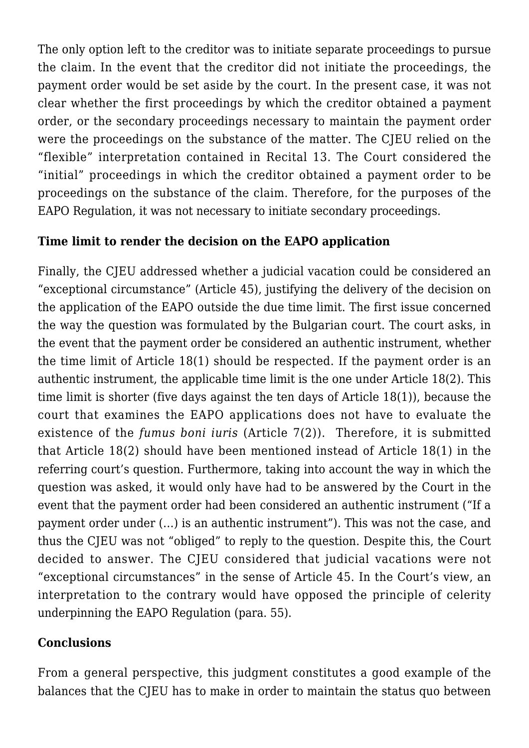The only option left to the creditor was to initiate separate proceedings to pursue the claim. In the event that the creditor did not initiate the proceedings, the payment order would be set aside by the court. In the present case, it was not clear whether the first proceedings by which the creditor obtained a payment order, or the secondary proceedings necessary to maintain the payment order were the proceedings on the substance of the matter. The CJEU relied on the "flexible" interpretation contained in Recital 13. The Court considered the "initial" proceedings in which the creditor obtained a payment order to be proceedings on the substance of the claim. Therefore, for the purposes of the EAPO Regulation, it was not necessary to initiate secondary proceedings.

**Time limit to render the decision on the EAPO application**

Finally, the CJEU addressed whether a judicial vacation could be considered an "exceptional circumstance" (Article 45), justifying the delivery of the decision on the application of the EAPO outside the due time limit. The first issue concerned the way the question was formulated by the Bulgarian court. The court asks, in the event that the payment order be considered an authentic instrument, whether the time limit of Article 18(1) should be respected. If the payment order is an authentic instrument, the applicable time limit is the one under Article 18(2). This time limit is shorter (five days against the ten days of Article 18(1)), because the court that examines the EAPO applications does not have to evaluate the existence of the *fumus boni iuris* (Article 7(2)). Therefore, it is submitted that Article 18(2) should have been mentioned instead of Article 18(1) in the referring court's question. Furthermore, taking into account the way in which the question was asked, it would only have had to be answered by the Court in the event that the payment order had been considered an authentic instrument ("If a payment order under (…) is an authentic instrument"). This was not the case, and thus the CJEU was not "obliged" to reply to the question. Despite this, the Court decided to answer. The CJEU considered that judicial vacations were not "exceptional circumstances" in the sense of Article 45. In the Court's view, an interpretation to the contrary would have opposed the principle of celerity underpinning the EAPO Regulation (para. 55).

**Conclusions**

From a general perspective, this judgment constitutes a good example of the balances that the CJEU has to make in order to maintain the status quo between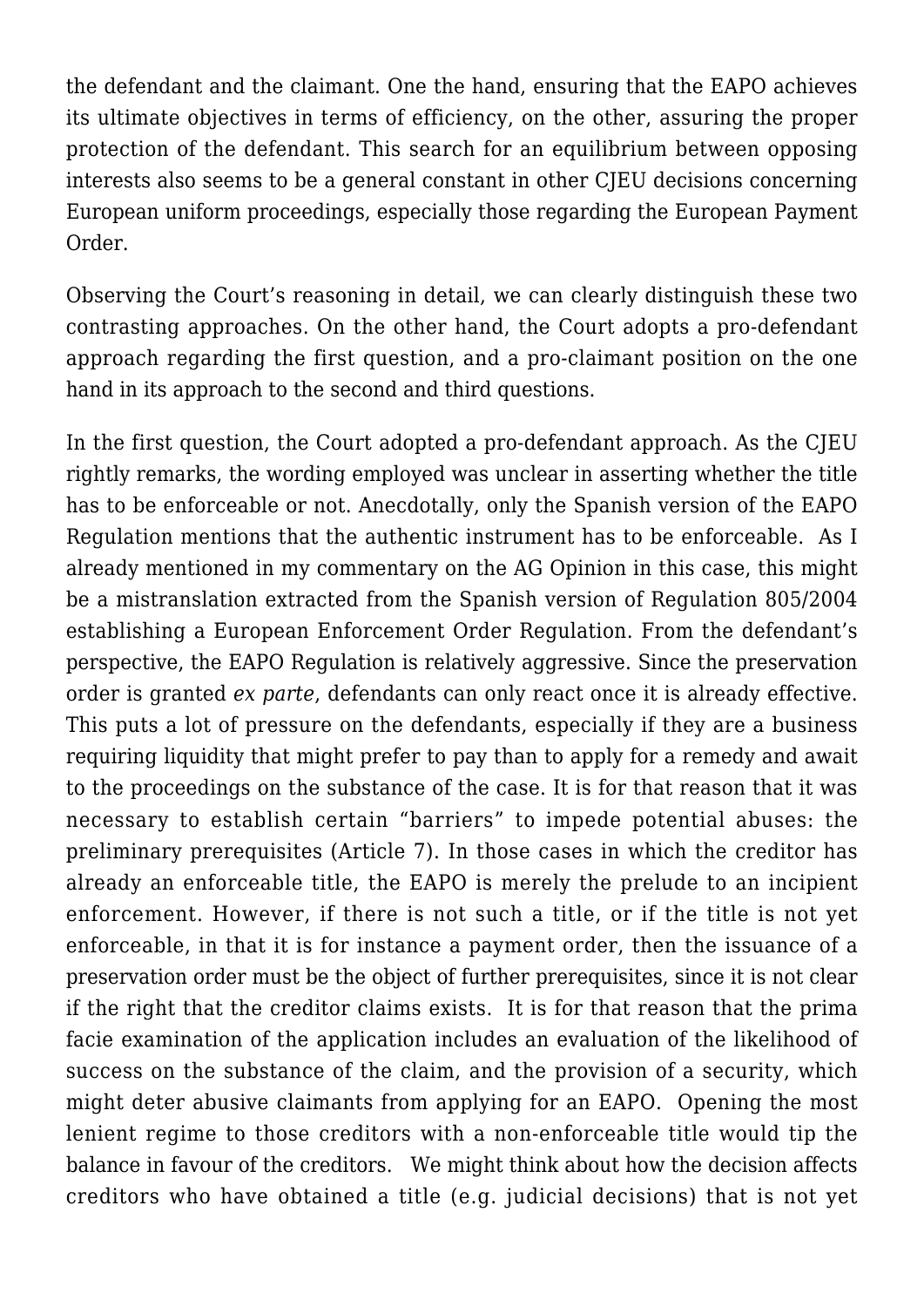the defendant and the claimant. One the hand, ensuring that the EAPO achieves its ultimate objectives in terms of efficiency, on the other, assuring the proper protection of the defendant. This search for an equilibrium between opposing interests also seems to be a general constant in other CJEU decisions concerning European uniform proceedings, especially those regarding the European Payment Order.

Observing the Court's reasoning in detail, we can clearly distinguish these two contrasting approaches. On the other hand, the Court adopts a pro-defendant approach regarding the first question, and a pro-claimant position on the one hand in its approach to the second and third questions.

In the first question, the Court adopted a pro-defendant approach. As the CJEU rightly remarks, the wording employed was unclear in asserting whether the title has to be enforceable or not. Anecdotally, only the Spanish version of the EAPO Regulation mentions that the authentic instrument has to be enforceable. As I already mentioned in my commentary on the AG Opinion in this case, this might be a mistranslation extracted from the Spanish version of Regulation 805/2004 establishing a European Enforcement Order Regulation. From the defendant's perspective, the EAPO Regulation is relatively aggressive. Since the preservation order is granted *ex parte*, defendants can only react once it is already effective. This puts a lot of pressure on the defendants, especially if they are a business requiring liquidity that might prefer to pay than to apply for a remedy and await to the proceedings on the substance of the case. It is for that reason that it was necessary to establish certain "barriers" to impede potential abuses: the preliminary prerequisites (Article 7). In those cases in which the creditor has already an enforceable title, the EAPO is merely the prelude to an incipient enforcement. However, if there is not such a title, or if the title is not yet enforceable, in that it is for instance a payment order, then the issuance of a preservation order must be the object of further prerequisites, since it is not clear if the right that the creditor claims exists. It is for that reason that the prima facie examination of the application includes an evaluation of the likelihood of success on the substance of the claim, and the provision of a security, which might deter abusive claimants from applying for an EAPO. Opening the most lenient regime to those creditors with a non-enforceable title would tip the balance in favour of the creditors. We might think about how the decision affects creditors who have obtained a title (e.g. judicial decisions) that is not yet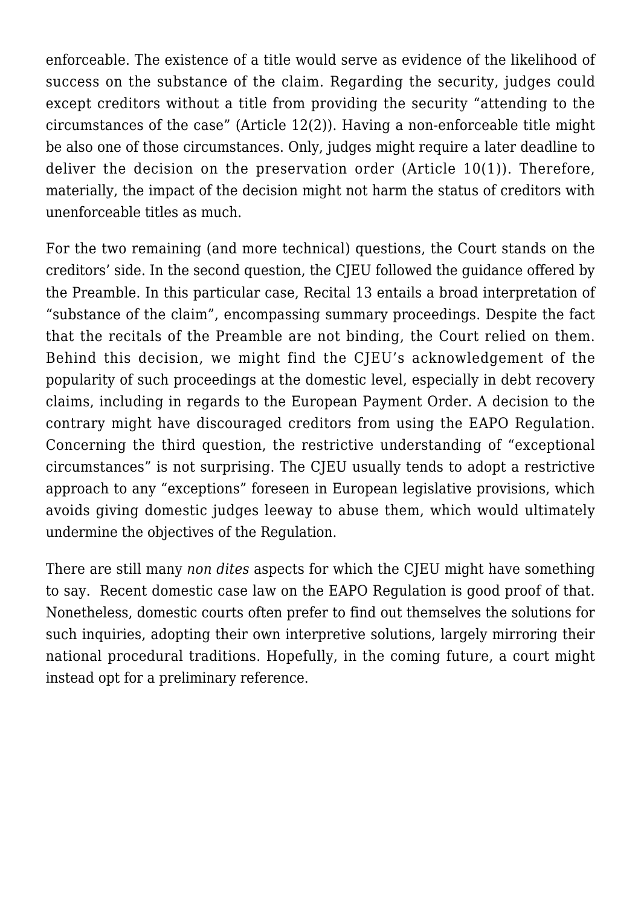enforceable. The existence of a title would serve as evidence of the likelihood of success on the substance of the claim. Regarding the security, judges could except creditors without a title from providing the security "attending to the circumstances of the case" (Article 12(2)). Having a non-enforceable title might be also one of those circumstances. Only, judges might require a later deadline to deliver the decision on the preservation order (Article 10(1)). Therefore, materially, the impact of the decision might not harm the status of creditors with unenforceable titles as much.

For the two remaining (and more technical) questions, the Court stands on the creditors' side. In the second question, the CJEU followed the guidance offered by the Preamble. In this particular case, Recital 13 entails a broad interpretation of "substance of the claim", encompassing summary proceedings. Despite the fact that the recitals of the Preamble are not binding, the Court relied on them. Behind this decision, we might find the CJEU's acknowledgement of the popularity of such proceedings at the domestic level, especially in debt recovery claims, including in regards to the European Payment Order. A decision to the contrary might have discouraged creditors from using the EAPO Regulation. Concerning the third question, the restrictive understanding of "exceptional circumstances" is not surprising. The CJEU usually tends to adopt a restrictive approach to any "exceptions" foreseen in European legislative provisions, which avoids giving domestic judges leeway to abuse them, which would ultimately undermine the objectives of the Regulation.

There are still many *non dites* aspects for which the CJEU might have something to say. Recent domestic case law on the EAPO Regulation is good proof of that. Nonetheless, domestic courts often prefer to find out themselves the solutions for such inquiries, adopting their own interpretive solutions, largely mirroring their national procedural traditions. Hopefully, in the coming future, a court might instead opt for a preliminary reference.